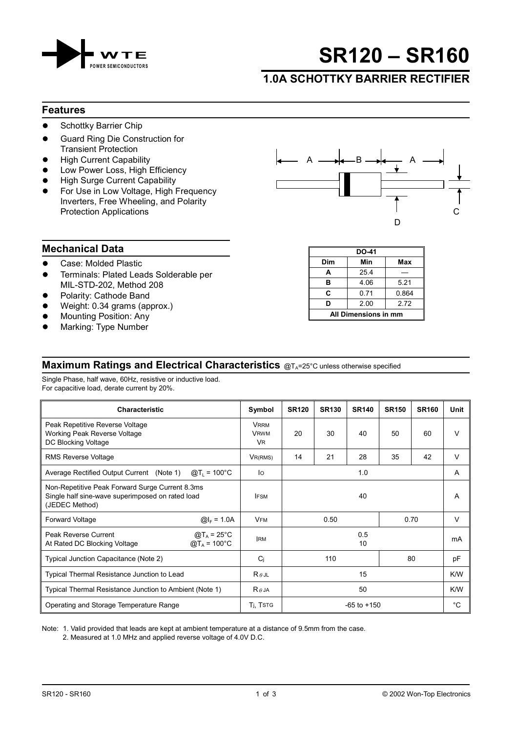# SR120 – SR160

## 1.0A SCHOTTKY BARRIER RECTIFIER

WTE POWER SEMICONDUCTORS

## Features

- Schottky Barrier Chip
- Guard Ring Die Construction for Transient Protection
- High Current Capability
- Low Power Loss, High Efficiency
- High Surge Current Capability
- For Use in Low Voltage, High Frequency Inverters, Free Wheeling, and Polarity Protection Applications

A B A D C

| DO-41 | | |
|---|---|---|
| **Dim** | **Min** | **Max** |
| **A** | 25.4 | — |
| **B** | 4.06 | 5.21 |
| **C** | 0.71 | 0.864 |
| **D** | 2.00 | 2.72 |
| All Dimensions in mm | | |

## Mechanical Data

- Case: Molded Plastic
- Terminals: Plated Leads Solderable per MIL-STD-202, Method 208
- Polarity: Cathode Band
- Weight: 0.34 grams (approx.)
- Mounting Position: Any
- Marking: Type Number

## Maximum Ratings and Electrical Characteristics @$T_A$=25°C unless otherwise specified

Single Phase, half wave, 60Hz, resistive or inductive load.
For capacitive load, derate current by 20%.

| Characteristic | Symbol | SR120 | SR130 | SR140 | SR150 | SR160 | Unit |
|---|---|---|---|---|---|---|---|
| Peak Repetitive Reverse Voltage<br>Working Peak Reverse Voltage<br>DC Blocking Voltage | $V_{RRM}$<br>$V_{RWM}$<br>$V_R$ | 20 | 30 | 40 | 50 | 60 | V |
| RMS Reverse Voltage | $V_{R(RMS)}$ | 14 | 21 | 28 | 35 | 42 | V |
| Average Rectified Output Current (Note 1) @$T_L$ = 100°C | $I_O$ | 1.0 | | | | | A |
| Non-Repetitive Peak Forward Surge Current 8.3ms Single half sine-wave superimposed on rated load (JEDEC Method) | $I_{FSM}$ | 40 | | | | | A |
| Forward Voltage @$I_F$ = 1.0A | $V_{FM}$ | 0.50 | | | 0.70 | | V |
| Peak Reverse Current @$T_A$ = 25°C<br>At Rated DC Blocking Voltage @$T_A$ = 100°C | $I_{RM}$ | 0.5<br>10 | | | | | mA |
| Typical Junction Capacitance (Note 2) | $C_j$ | 110 | | | 80 | | pF |
| Typical Thermal Resistance Junction to Lead | $R_{\theta JL}$ | 15 | | | | | K/W |
| Typical Thermal Resistance Junction to Ambient (Note 1) | $R_{\theta JA}$ | 50 | | | | | K/W |
| Operating and Storage Temperature Range | $T_j$, $T_{STG}$ | -65 to +150 | | | | | °C |

Note: 1. Valid provided that leads are kept at ambient temperature at a distance of 9.5mm from the case.
2. Measured at 1.0 MHz and applied reverse voltage of 4.0V D.C.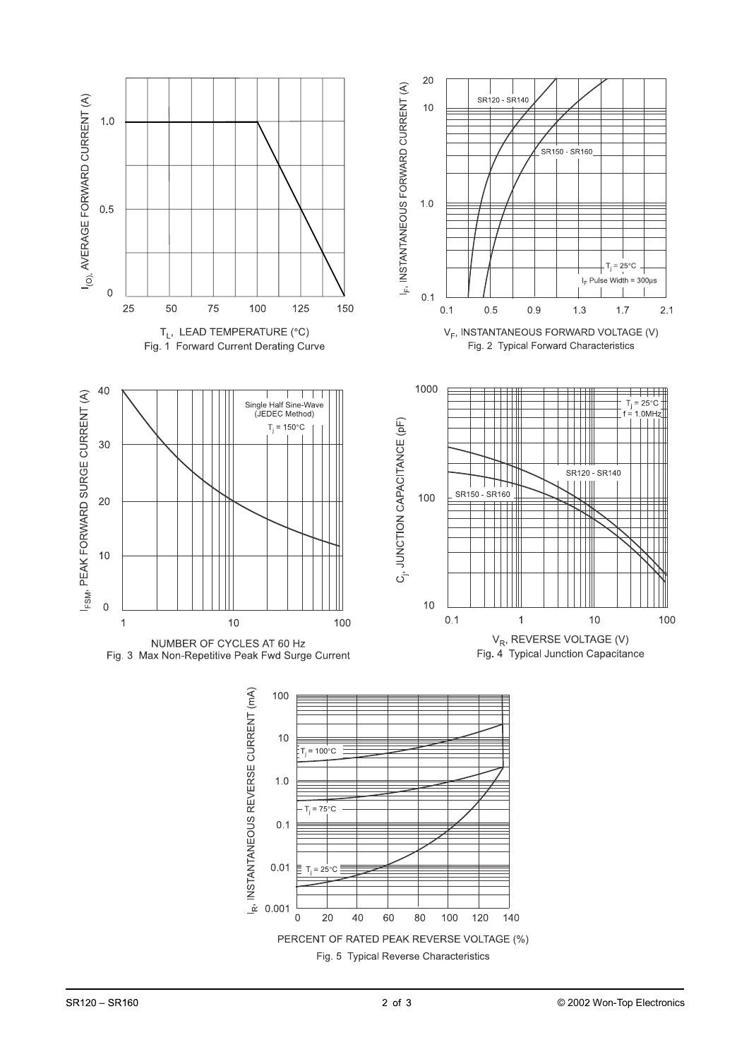$I_{(O)}$, AVERAGE FORWARD CURRENT (A)

1.0

0.5

0

25 50 75 100 125 150

$T_L$, LEAD TEMPERATURE (°C)

Fig. 1 Forward Current Derating Curve

$I_F$, INSTANTANEOUS FORWARD CURRENT (A)

20

10

1.0

0.1

SR120 - SR140

SR150 - SR160

$T_j$ = 25°C

$I_F$ Pulse Width = 300µs

0.1 0.5 0.9 1.3 1.7 2.1

$V_F$, INSTANTANEOUS FORWARD VOLTAGE (V)

Fig. 2 Typical Forward Characteristics

$I_{FSM}$, PEAK FORWARD SURGE CURRENT (A)

40

30

20

10

0

Single Half Sine-Wave (JEDEC Method)

$T_j$ = 150°C

1 10 100

NUMBER OF CYCLES AT 60 Hz

Fig. 3 Max Non-Repetitive Peak Fwd Surge Current

$C_j$, JUNCTION CAPACITANCE (pF)

1000

100

10

$T_j$ = 25°C

f = 1.0MHz

SR120 - SR140

SR150 - SR160

0.1 1 10 100

$V_R$, REVERSE VOLTAGE (V)

Fig. 4 Typical Junction Capacitance

$I_R$, INSTANTANEOUS REVERSE CURRENT (mA)

100

10

1.0

0.1

0.01

0.001

$T_j$ = 100°C

$T_j$ = 75°C

$T_j$ = 25°C

0 20 40 60 80 100 120 140

PERCENT OF RATED PEAK REVERSE VOLTAGE (%)

Fig. 5 Typical Reverse Characteristics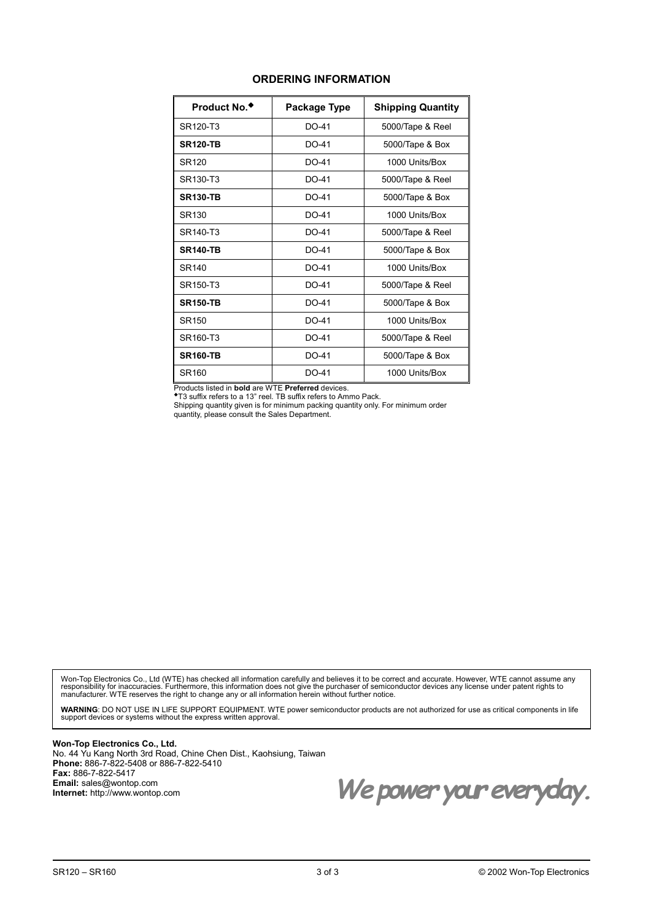## ORDERING INFORMATION

| Product No.◆ | Package Type | Shipping Quantity |
|---|---|---|
| SR120-T3 | DO-41 | 5000/Tape & Reel |
| **SR120-TB** | DO-41 | 5000/Tape & Box |
| SR120 | DO-41 | 1000 Units/Box |
| SR130-T3 | DO-41 | 5000/Tape & Reel |
| **SR130-TB** | DO-41 | 5000/Tape & Box |
| SR130 | DO-41 | 1000 Units/Box |
| SR140-T3 | DO-41 | 5000/Tape & Reel |
| **SR140-TB** | DO-41 | 5000/Tape & Box |
| SR140 | DO-41 | 1000 Units/Box |
| SR150-T3 | DO-41 | 5000/Tape & Reel |
| **SR150-TB** | DO-41 | 5000/Tape & Box |
| SR150 | DO-41 | 1000 Units/Box |
| SR160-T3 | DO-41 | 5000/Tape & Reel |
| **SR160-TB** | DO-41 | 5000/Tape & Box |
| SR160 | DO-41 | 1000 Units/Box |

Products listed in **bold** are WTE **Preferred** devices.
◆T3 suffix refers to a 13" reel. TB suffix refers to Ammo Pack.
Shipping quantity given is for minimum packing quantity only. For minimum order quantity, please consult the Sales Department.

Won-Top Electronics Co., Ltd (WTE) has checked all information carefully and believes it to be correct and accurate. However, WTE cannot assume any responsibility for inaccuracies. Furthermore, this information does not give the purchaser of semiconductor devices any license under patent rights to manufacturer. WTE reserves the right to change any or all information herein without further notice.

**WARNING**: DO NOT USE IN LIFE SUPPORT EQUIPMENT. WTE power semiconductor products are not authorized for use as critical components in life support devices or systems without the express written approval.

**Won-Top Electronics Co., Ltd.**
No. 44 Yu Kang North 3rd Road, Chine Chen Dist., Kaohsiung, Taiwan
**Phone:** 886-7-822-5408 or 886-7-822-5410
**Fax:** 886-7-822-5417
**Email:** sales@wontop.com
**Internet:** http://www.wontop.com

*We power your everyday.*